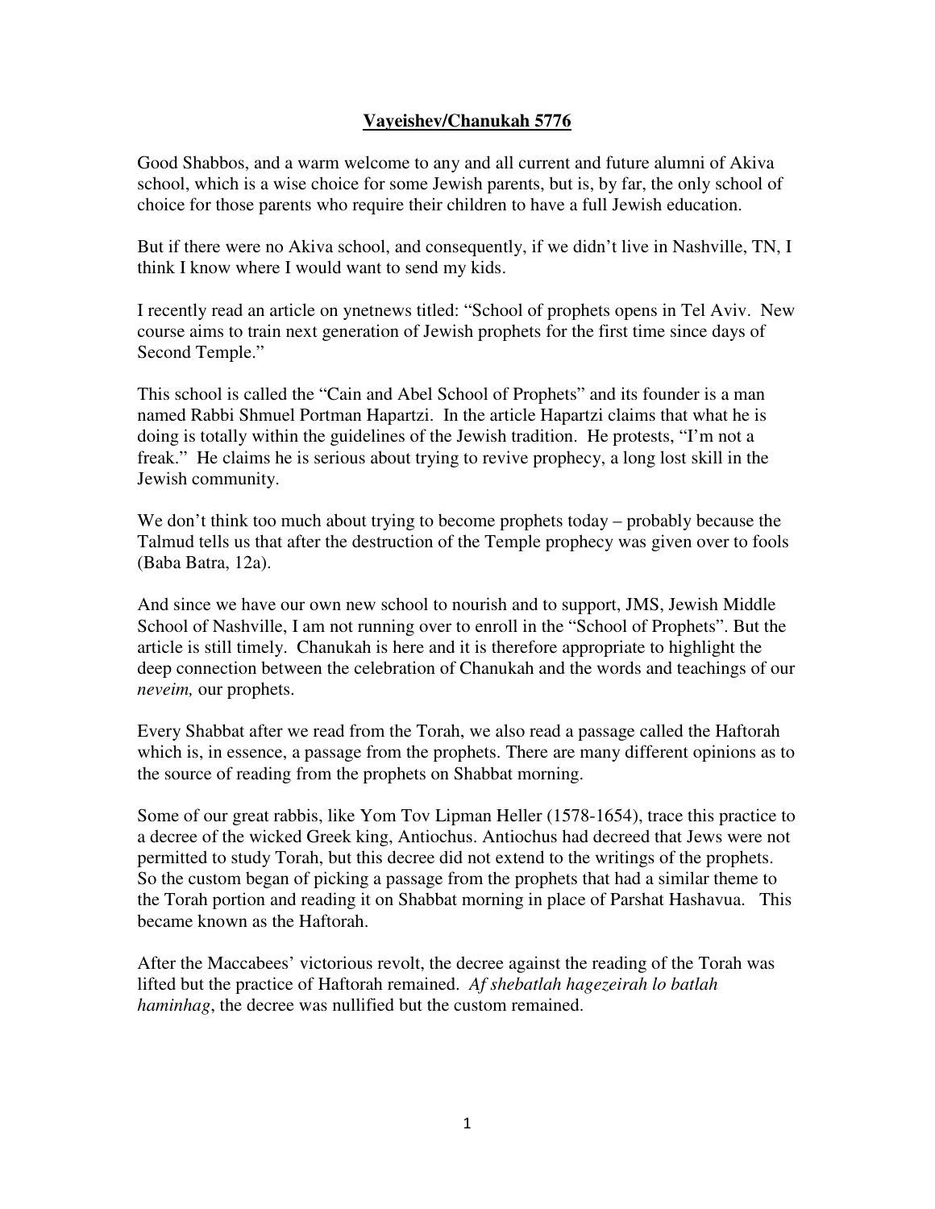**Vayeishev/Chanukah 5776**

Good Shabbos, and a warm welcome to any and all current and future alumni of Akiva school, which is a wise choice for some Jewish parents, but is, by far, the only school of choice for those parents who require their children to have a full Jewish education.

But if there were no Akiva school, and consequently, if we didn't live in Nashville, TN, I think I know where I would want to send my kids.

I recently read an article on ynetnews titled: "School of prophets opens in Tel Aviv. New course aims to train next generation of Jewish prophets for the first time since days of Second Temple."

This school is called the "Cain and Abel School of Prophets" and its founder is a man named Rabbi Shmuel Portman Hapartzi. In the article Hapartzi claims that what he is doing is totally within the guidelines of the Jewish tradition. He protests, "I'm not a freak." He claims he is serious about trying to revive prophecy, a long lost skill in the Jewish community.

We don't think too much about trying to become prophets today – probably because the Talmud tells us that after the destruction of the Temple prophecy was given over to fools (Baba Batra, 12a).

And since we have our own new school to nourish and to support, JMS, Jewish Middle School of Nashville, I am not running over to enroll in the "School of Prophets". But the article is still timely. Chanukah is here and it is therefore appropriate to highlight the deep connection between the celebration of Chanukah and the words and teachings of our *neveim,* our prophets.

Every Shabbat after we read from the Torah, we also read a passage called the Haftorah which is, in essence, a passage from the prophets. There are many different opinions as to the source of reading from the prophets on Shabbat morning.

Some of our great rabbis, like Yom Tov Lipman Heller (1578-1654), trace this practice to a decree of the wicked Greek king, Antiochus. Antiochus had decreed that Jews were not permitted to study Torah, but this decree did not extend to the writings of the prophets. So the custom began of picking a passage from the prophets that had a similar theme to the Torah portion and reading it on Shabbat morning in place of Parshat Hashavua. This became known as the Haftorah.

After the Maccabees' victorious revolt, the decree against the reading of the Torah was lifted but the practice of Haftorah remained. *Af shebatlah hagezeirah lo batlah haminhag*, the decree was nullified but the custom remained.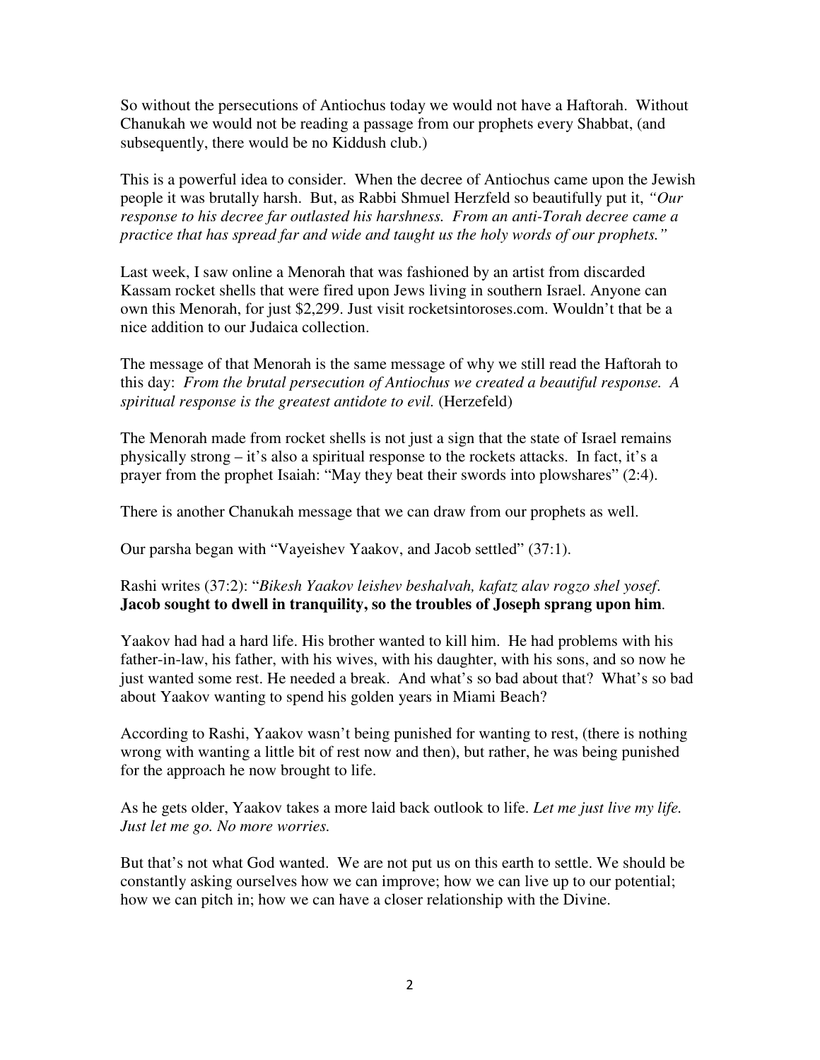So without the persecutions of Antiochus today we would not have a Haftorah. Without Chanukah we would not be reading a passage from our prophets every Shabbat, (and subsequently, there would be no Kiddush club.)

This is a powerful idea to consider. When the decree of Antiochus came upon the Jewish people it was brutally harsh. But, as Rabbi Shmuel Herzfeld so beautifully put it, *"Our response to his decree far outlasted his harshness. From an anti-Torah decree came a practice that has spread far and wide and taught us the holy words of our prophets."*

Last week, I saw online a Menorah that was fashioned by an artist from discarded Kassam rocket shells that were fired upon Jews living in southern Israel. Anyone can own this Menorah, for just $2,299. Just visit rocketsintoroses.com. Wouldn't that be a nice addition to our Judaica collection.

The message of that Menorah is the same message of why we still read the Haftorah to this day: *From the brutal persecution of Antiochus we created a beautiful response. A spiritual response is the greatest antidote to evil.* (Herzefeld)

The Menorah made from rocket shells is not just a sign that the state of Israel remains physically strong – it's also a spiritual response to the rockets attacks. In fact, it's a prayer from the prophet Isaiah: "May they beat their swords into plowshares" (2:4).

There is another Chanukah message that we can draw from our prophets as well.

Our parsha began with "Vayeishev Yaakov, and Jacob settled" (37:1).

Rashi writes (37:2): "*Bikesh Yaakov leishev beshalvah, kafatz alav rogzo shel yosef*. **Jacob sought to dwell in tranquility, so the troubles of Joseph sprang upon him**.

Yaakov had had a hard life. His brother wanted to kill him. He had problems with his father-in-law, his father, with his wives, with his daughter, with his sons, and so now he just wanted some rest. He needed a break. And what's so bad about that? What's so bad about Yaakov wanting to spend his golden years in Miami Beach?

According to Rashi, Yaakov wasn't being punished for wanting to rest, (there is nothing wrong with wanting a little bit of rest now and then), but rather, he was being punished for the approach he now brought to life.

As he gets older, Yaakov takes a more laid back outlook to life. *Let me just live my life. Just let me go. No more worries.*

But that's not what God wanted. We are not put us on this earth to settle. We should be constantly asking ourselves how we can improve; how we can live up to our potential; how we can pitch in; how we can have a closer relationship with the Divine.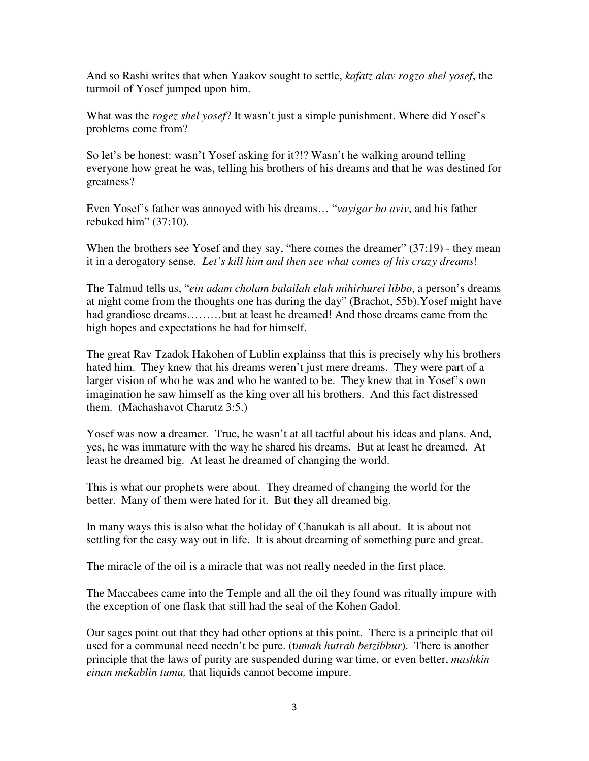And so Rashi writes that when Yaakov sought to settle, *kafatz alav rogzo shel yosef*, the turmoil of Yosef jumped upon him.

What was the *rogez shel yosef*? It wasn't just a simple punishment. Where did Yosef's problems come from?

So let's be honest: wasn't Yosef asking for it?!? Wasn't he walking around telling everyone how great he was, telling his brothers of his dreams and that he was destined for greatness?

Even Yosef's father was annoyed with his dreams… "*vayigar bo aviv*, and his father rebuked him" (37:10).

When the brothers see Yosef and they say, "here comes the dreamer" (37:19) - they mean it in a derogatory sense. *Let's kill him and then see what comes of his crazy dreams*!

The Talmud tells us, "*ein adam cholam balailah elah mihirhurei libbo*, a person's dreams at night come from the thoughts one has during the day" (Brachot, 55b).Yosef might have had grandiose dreams………but at least he dreamed! And those dreams came from the high hopes and expectations he had for himself.

The great Rav Tzadok Hakohen of Lublin explainss that this is precisely why his brothers hated him. They knew that his dreams weren't just mere dreams. They were part of a larger vision of who he was and who he wanted to be. They knew that in Yosef's own imagination he saw himself as the king over all his brothers. And this fact distressed them. (Machashavot Charutz 3:5.)

Yosef was now a dreamer. True, he wasn't at all tactful about his ideas and plans. And, yes, he was immature with the way he shared his dreams. But at least he dreamed. At least he dreamed big. At least he dreamed of changing the world.

This is what our prophets were about. They dreamed of changing the world for the better. Many of them were hated for it. But they all dreamed big.

In many ways this is also what the holiday of Chanukah is all about. It is about not settling for the easy way out in life. It is about dreaming of something pure and great.

The miracle of the oil is a miracle that was not really needed in the first place.

The Maccabees came into the Temple and all the oil they found was ritually impure with the exception of one flask that still had the seal of the Kohen Gadol.

Our sages point out that they had other options at this point. There is a principle that oil used for a communal need needn't be pure. (t*umah hutrah betzibbur*). There is another principle that the laws of purity are suspended during war time, or even better, *mashkin einan mekablin tuma,* that liquids cannot become impure.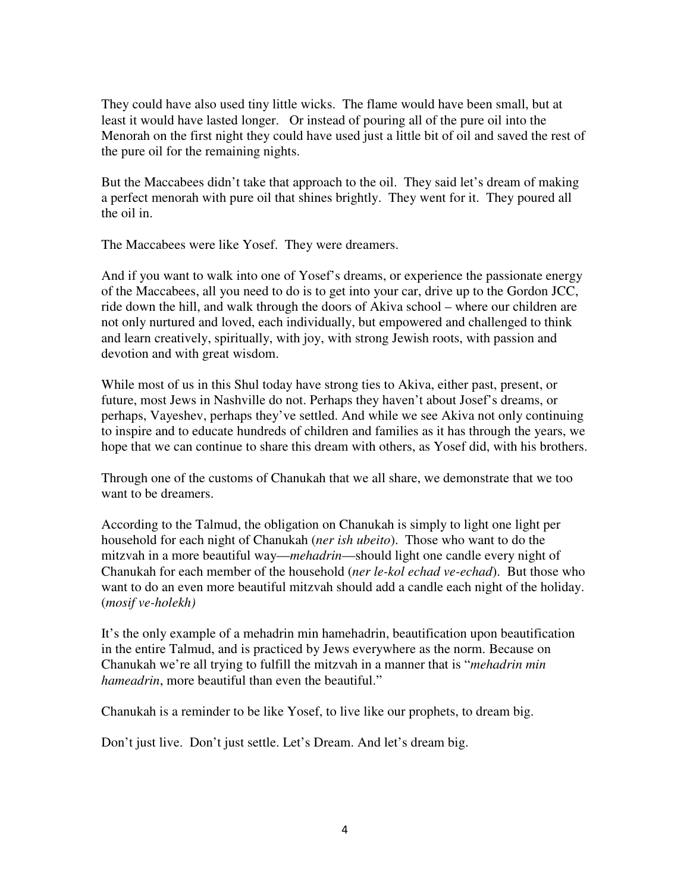They could have also used tiny little wicks. The flame would have been small, but at least it would have lasted longer. Or instead of pouring all of the pure oil into the Menorah on the first night they could have used just a little bit of oil and saved the rest of the pure oil for the remaining nights.

But the Maccabees didn't take that approach to the oil. They said let's dream of making a perfect menorah with pure oil that shines brightly. They went for it. They poured all the oil in.

The Maccabees were like Yosef. They were dreamers.

And if you want to walk into one of Yosef's dreams, or experience the passionate energy of the Maccabees, all you need to do is to get into your car, drive up to the Gordon JCC, ride down the hill, and walk through the doors of Akiva school – where our children are not only nurtured and loved, each individually, but empowered and challenged to think and learn creatively, spiritually, with joy, with strong Jewish roots, with passion and devotion and with great wisdom.

While most of us in this Shul today have strong ties to Akiva, either past, present, or future, most Jews in Nashville do not. Perhaps they haven't about Josef's dreams, or perhaps, Vayeshev, perhaps they've settled. And while we see Akiva not only continuing to inspire and to educate hundreds of children and families as it has through the years, we hope that we can continue to share this dream with others, as Yosef did, with his brothers.

Through one of the customs of Chanukah that we all share, we demonstrate that we too want to be dreamers.

According to the Talmud, the obligation on Chanukah is simply to light one light per household for each night of Chanukah (*ner ish ubeito*). Those who want to do the mitzvah in a more beautiful way—*mehadrin*—should light one candle every night of Chanukah for each member of the household (*ner le-kol echad ve-echad*). But those who want to do an even more beautiful mitzvah should add a candle each night of the holiday. (*mosif ve-holekh)*

It's the only example of a mehadrin min hamehadrin, beautification upon beautification in the entire Talmud, and is practiced by Jews everywhere as the norm. Because on Chanukah we're all trying to fulfill the mitzvah in a manner that is "*mehadrin min hameadrin*, more beautiful than even the beautiful."

Chanukah is a reminder to be like Yosef, to live like our prophets, to dream big.

Don't just live. Don't just settle. Let's Dream. And let's dream big.